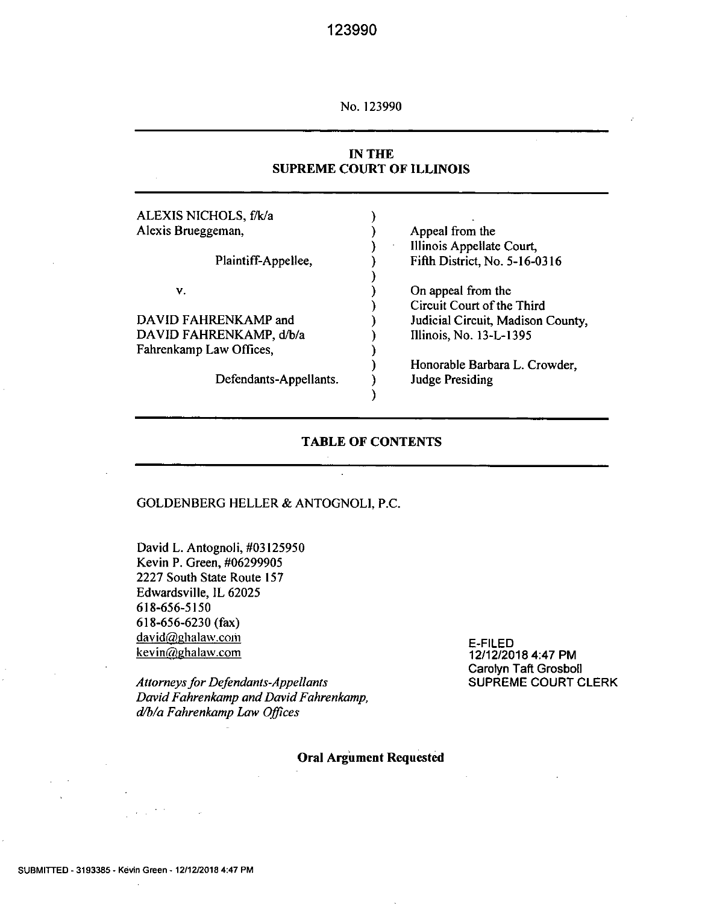No. 123990

## IN THE SUPREME COURT OF ILLINOIS

| | | |
|---|---|---|
| ALEXIS NICHOLS, f/k/a Alexis Brueggeman,<br><br>Plaintiff-Appellee,<br><br>v.<br><br>DAVID FAHRENKAMP and DAVID FAHRENKAMP, d/b/a Fahrenkamp Law Offices,<br><br>Defendants-Appellants. | ) | Appeal from the Illinois Appellate Court, Fifth District, No. 5-16-0316<br><br>On appeal from the Circuit Court of the Third Judicial Circuit, Madison County, Illinois, No. 13-L-1395<br><br>Honorable Barbara L. Crowder, Judge Presiding |

## TABLE OF CONTENTS

GOLDENBERG HELLER & ANTOGNOLI, P.C.

David L. Antognoli, #03125950
Kevin P. Green, #06299905
2227 South State Route 157
Edwardsville, IL 62025
618-656-5150
618-656-6230 (fax)
david@ghalaw.com
kevin@ghalaw.com

*Attorneys for Defendants-Appellants David Fahrenkamp and David Fahrenkamp, d/b/a Fahrenkamp Law Offices*

E-FILED
12/12/2018 4:47 PM
Carolyn Taft Grosboll
SUPREME COURT CLERK

**Oral Argument Requested**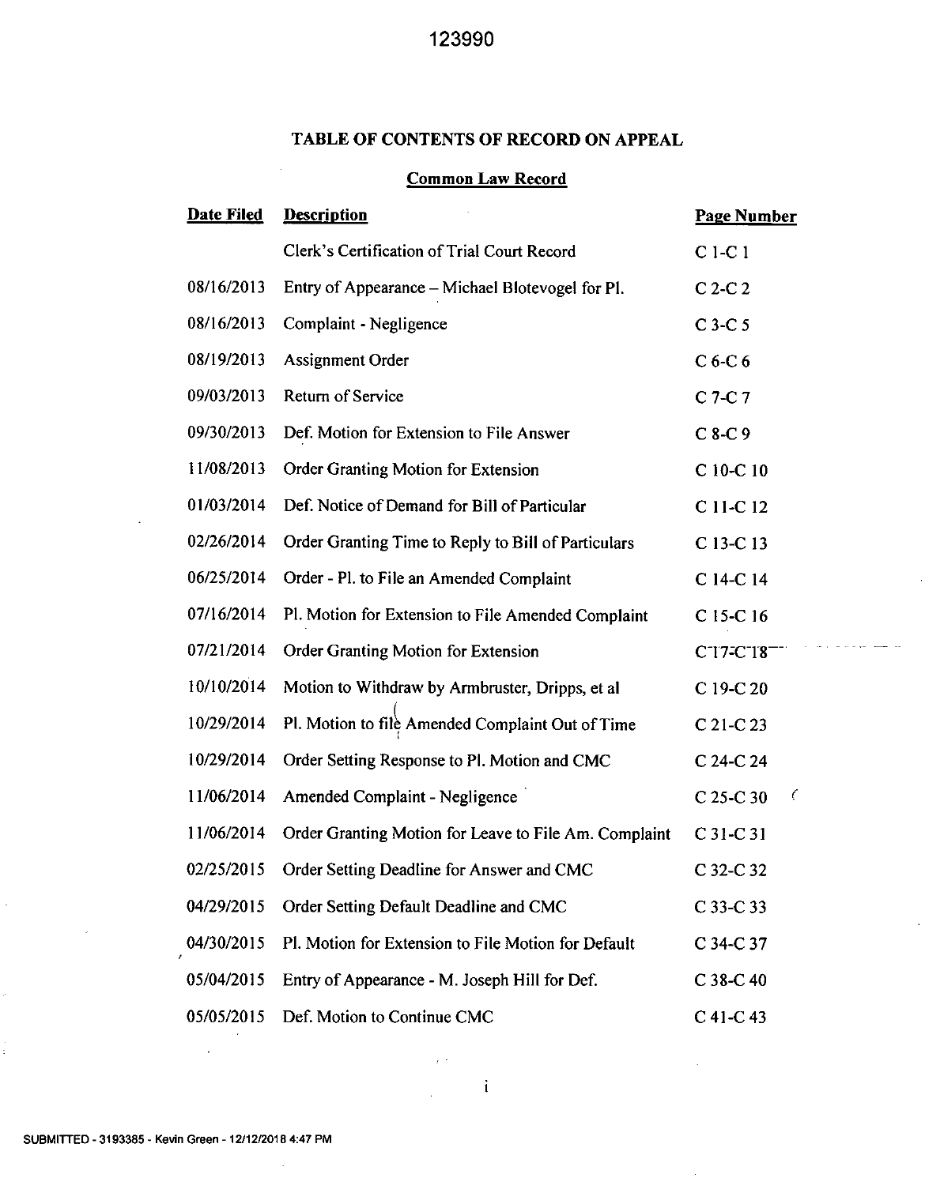## TABLE OF CONTENTS OF RECORD ON APPEAL

### Common Law Record

| Date Filed | Description | Page Number |
|---|---|---|
| | Clerk's Certification of Trial Court Record | C 1-C 1 |
| 08/16/2013 | Entry of Appearance – Michael Blotevogel for Pl. | C 2-C 2 |
| 08/16/2013 | Complaint - Negligence | C 3-C 5 |
| 08/19/2013 | Assignment Order | C 6-C 6 |
| 09/03/2013 | Return of Service | C 7-C 7 |
| 09/30/2013 | Def. Motion for Extension to File Answer | C 8-C 9 |
| 11/08/2013 | Order Granting Motion for Extension | C 10-C 10 |
| 01/03/2014 | Def. Notice of Demand for Bill of Particular | C 11-C 12 |
| 02/26/2014 | Order Granting Time to Reply to Bill of Particulars | C 13-C 13 |
| 06/25/2014 | Order - Pl. to File an Amended Complaint | C 14-C 14 |
| 07/16/2014 | Pl. Motion for Extension to File Amended Complaint | C 15-C 16 |
| 07/21/2014 | Order Granting Motion for Extension | C 17-C 18 |
| 10/10/2014 | Motion to Withdraw by Armbruster, Dripps, et al | C 19-C 20 |
| 10/29/2014 | Pl. Motion to file Amended Complaint Out of Time | C 21-C 23 |
| 10/29/2014 | Order Setting Response to Pl. Motion and CMC | C 24-C 24 |
| 11/06/2014 | Amended Complaint - Negligence | C 25-C 30 |
| 11/06/2014 | Order Granting Motion for Leave to File Am. Complaint | C 31-C 31 |
| 02/25/2015 | Order Setting Deadline for Answer and CMC | C 32-C 32 |
| 04/29/2015 | Order Setting Default Deadline and CMC | C 33-C 33 |
| 04/30/2015 | Pl. Motion for Extension to File Motion for Default | C 34-C 37 |
| 05/04/2015 | Entry of Appearance - M. Joseph Hill for Def. | C 38-C 40 |
| 05/05/2015 | Def. Motion to Continue CMC | C 41-C 43 |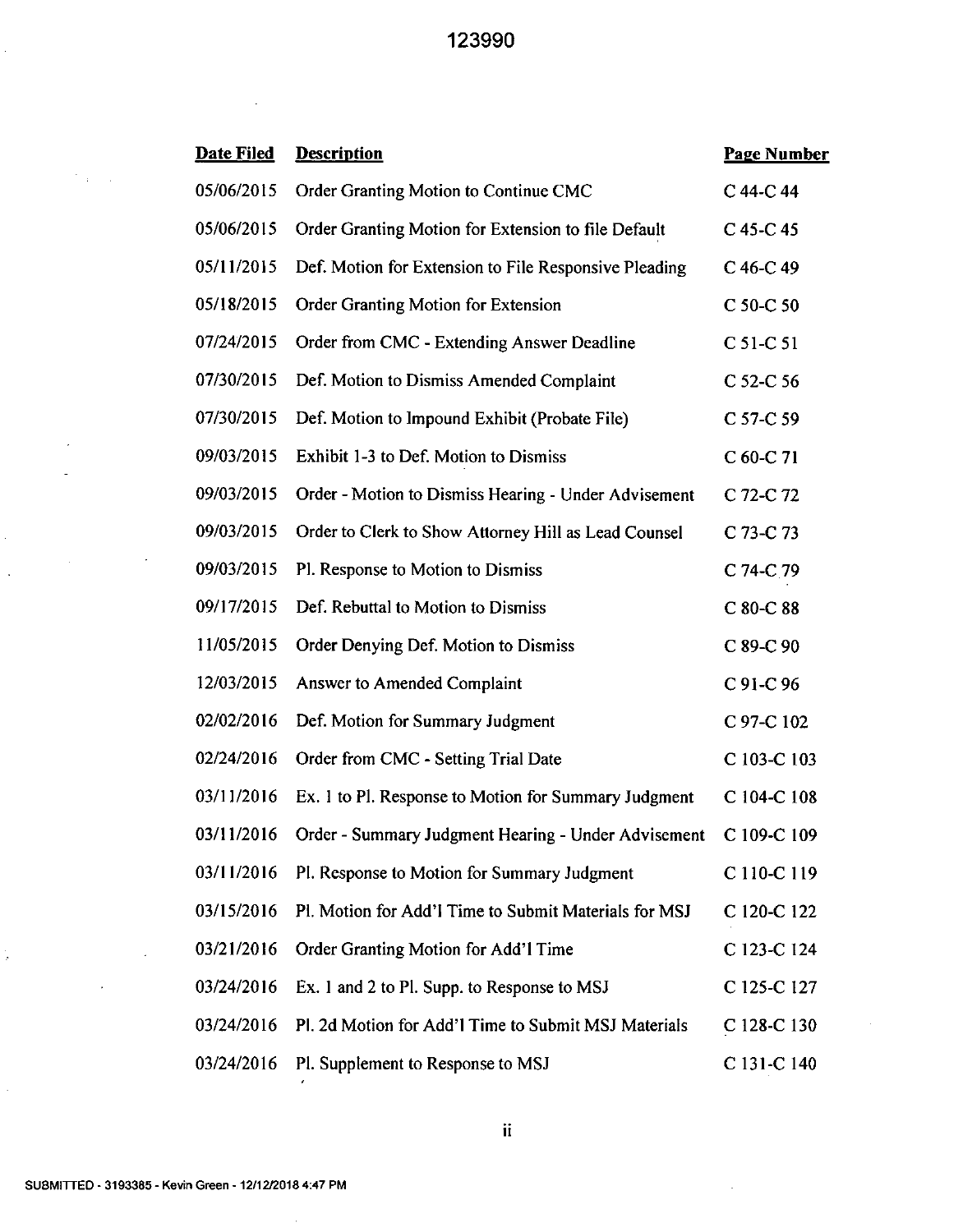| Date Filed | Description | Page Number |
|---|---|---|
| 05/06/2015 | Order Granting Motion to Continue CMC | C 44-C 44 |
| 05/06/2015 | Order Granting Motion for Extension to file Default | C 45-C 45 |
| 05/11/2015 | Def. Motion for Extension to File Responsive Pleading | C 46-C 49 |
| 05/18/2015 | Order Granting Motion for Extension | C 50-C 50 |
| 07/24/2015 | Order from CMC - Extending Answer Deadline | C 51-C 51 |
| 07/30/2015 | Def. Motion to Dismiss Amended Complaint | C 52-C 56 |
| 07/30/2015 | Def. Motion to Impound Exhibit (Probate File) | C 57-C 59 |
| 09/03/2015 | Exhibit 1-3 to Def. Motion to Dismiss | C 60-C 71 |
| 09/03/2015 | Order - Motion to Dismiss Hearing - Under Advisement | C 72-C 72 |
| 09/03/2015 | Order to Clerk to Show Attorney Hill as Lead Counsel | C 73-C 73 |
| 09/03/2015 | Pl. Response to Motion to Dismiss | C 74-C 79 |
| 09/17/2015 | Def. Rebuttal to Motion to Dismiss | C 80-C 88 |
| 11/05/2015 | Order Denying Def. Motion to Dismiss | C 89-C 90 |
| 12/03/2015 | Answer to Amended Complaint | C 91-C 96 |
| 02/02/2016 | Def. Motion for Summary Judgment | C 97-C 102 |
| 02/24/2016 | Order from CMC - Setting Trial Date | C 103-C 103 |
| 03/11/2016 | Ex. 1 to Pl. Response to Motion for Summary Judgment | C 104-C 108 |
| 03/11/2016 | Order - Summary Judgment Hearing - Under Advisement | C 109-C 109 |
| 03/11/2016 | Pl. Response to Motion for Summary Judgment | C 110-C 119 |
| 03/15/2016 | Pl. Motion for Add'l Time to Submit Materials for MSJ | C 120-C 122 |
| 03/21/2016 | Order Granting Motion for Add'l Time | C 123-C 124 |
| 03/24/2016 | Ex. 1 and 2 to Pl. Supp. to Response to MSJ | C 125-C 127 |
| 03/24/2016 | Pl. 2d Motion for Add'l Time to Submit MSJ Materials | C 128-C 130 |
| 03/24/2016 | Pl. Supplement to Response to MSJ | C 131-C 140 |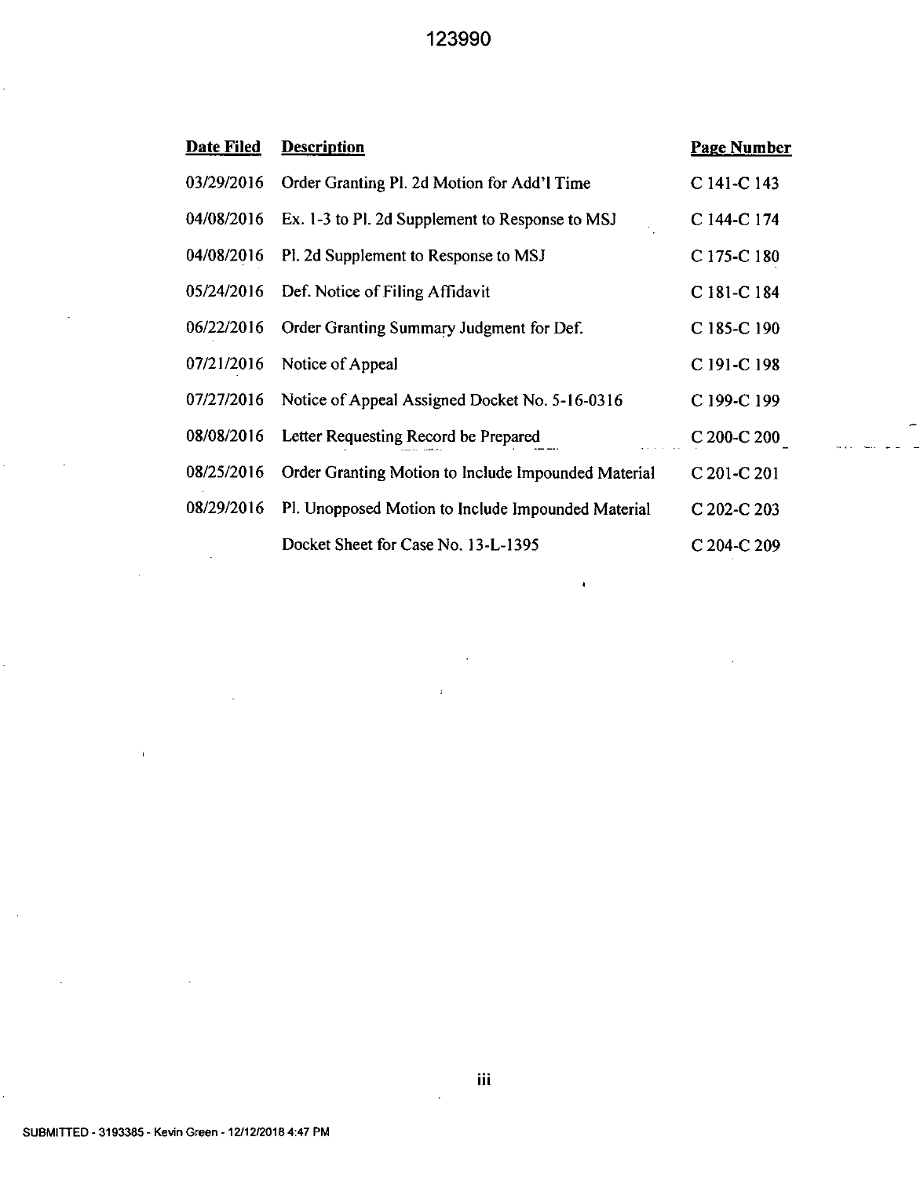| Date Filed | Description | Page Number |
| --- | --- | --- |
| 03/29/2016 | Order Granting Pl. 2d Motion for Add'l Time | C 141-C 143 |
| 04/08/2016 | Ex. 1-3 to Pl. 2d Supplement to Response to MSJ | C 144-C 174 |
| 04/08/2016 | Pl. 2d Supplement to Response to MSJ | C 175-C 180 |
| 05/24/2016 | Def. Notice of Filing Affidavit | C 181-C 184 |
| 06/22/2016 | Order Granting Summary Judgment for Def. | C 185-C 190 |
| 07/21/2016 | Notice of Appeal | C 191-C 198 |
| 07/27/2016 | Notice of Appeal Assigned Docket No. 5-16-0316 | C 199-C 199 |
| 08/08/2016 | Letter Requesting Record be Prepared | C 200-C 200 |
| 08/25/2016 | Order Granting Motion to Include Impounded Material | C 201-C 201 |
| 08/29/2016 | Pl. Unopposed Motion to Include Impounded Material | C 202-C 203 |
| | Docket Sheet for Case No. 13-L-1395 | C 204-C 209 |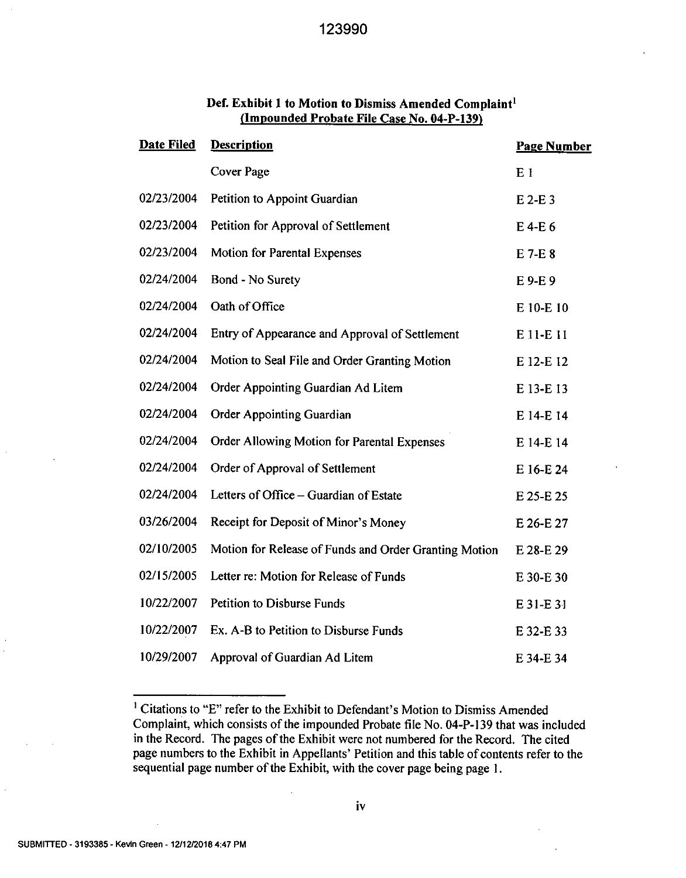**Def. Exhibit 1 to Motion to Dismiss Amended Complaint[1]**
**(Impounded Probate File Case No. 04-P-139)**

| Date Filed | Description | Page Number |
|---|---|---|
| | Cover Page | E 1 |
| 02/23/2004 | Petition to Appoint Guardian | E 2-E 3 |
| 02/23/2004 | Petition for Approval of Settlement | E 4-E 6 |
| 02/23/2004 | Motion for Parental Expenses | E 7-E 8 |
| 02/24/2004 | Bond - No Surety | E 9-E 9 |
| 02/24/2004 | Oath of Office | E 10-E 10 |
| 02/24/2004 | Entry of Appearance and Approval of Settlement | E 11-E 11 |
| 02/24/2004 | Motion to Seal File and Order Granting Motion | E 12-E 12 |
| 02/24/2004 | Order Appointing Guardian Ad Litem | E 13-E 13 |
| 02/24/2004 | Order Appointing Guardian | E 14-E 14 |
| 02/24/2004 | Order Allowing Motion for Parental Expenses | E 14-E 14 |
| 02/24/2004 | Order of Approval of Settlement | E 16-E 24 |
| 02/24/2004 | Letters of Office – Guardian of Estate | E 25-E 25 |
| 03/26/2004 | Receipt for Deposit of Minor's Money | E 26-E 27 |
| 02/10/2005 | Motion for Release of Funds and Order Granting Motion | E 28-E 29 |
| 02/15/2005 | Letter re: Motion for Release of Funds | E 30-E 30 |
| 10/22/2007 | Petition to Disburse Funds | E 31-E 31 |
| 10/22/2007 | Ex. A-B to Petition to Disburse Funds | E 32-E 33 |
| 10/29/2007 | Approval of Guardian Ad Litem | E 34-E 34 |

[1] Citations to "E" refer to the Exhibit to Defendant's Motion to Dismiss Amended Complaint, which consists of the impounded Probate file No. 04-P-139 that was included in the Record. The pages of the Exhibit were not numbered for the Record. The cited page numbers to the Exhibit in Appellants' Petition and this table of contents refer to the sequential page number of the Exhibit, with the cover page being page 1.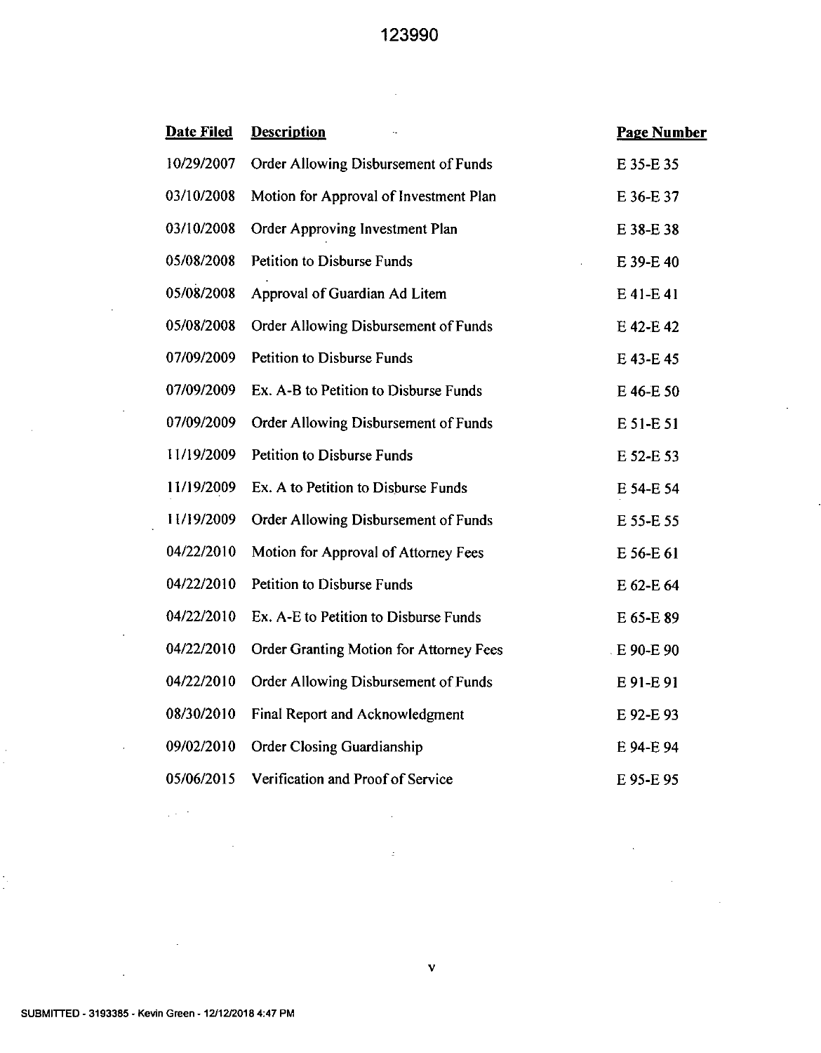| Date Filed | Description | Page Number |
| --- | --- | --- |
| 10/29/2007 | Order Allowing Disbursement of Funds | E 35-E 35 |
| 03/10/2008 | Motion for Approval of Investment Plan | E 36-E 37 |
| 03/10/2008 | Order Approving Investment Plan | E 38-E 38 |
| 05/08/2008 | Petition to Disburse Funds | E 39-E 40 |
| 05/08/2008 | Approval of Guardian Ad Litem | E 41-E 41 |
| 05/08/2008 | Order Allowing Disbursement of Funds | E 42-E 42 |
| 07/09/2009 | Petition to Disburse Funds | E 43-E 45 |
| 07/09/2009 | Ex. A-B to Petition to Disburse Funds | E 46-E 50 |
| 07/09/2009 | Order Allowing Disbursement of Funds | E 51-E 51 |
| 11/19/2009 | Petition to Disburse Funds | E 52-E 53 |
| 11/19/2009 | Ex. A to Petition to Disburse Funds | E 54-E 54 |
| 11/19/2009 | Order Allowing Disbursement of Funds | E 55-E 55 |
| 04/22/2010 | Motion for Approval of Attorney Fees | E 56-E 61 |
| 04/22/2010 | Petition to Disburse Funds | E 62-E 64 |
| 04/22/2010 | Ex. A-E to Petition to Disburse Funds | E 65-E 89 |
| 04/22/2010 | Order Granting Motion for Attorney Fees | E 90-E 90 |
| 04/22/2010 | Order Allowing Disbursement of Funds | E 91-E 91 |
| 08/30/2010 | Final Report and Acknowledgment | E 92-E 93 |
| 09/02/2010 | Order Closing Guardianship | E 94-E 94 |
| 05/06/2015 | Verification and Proof of Service | E 95-E 95 |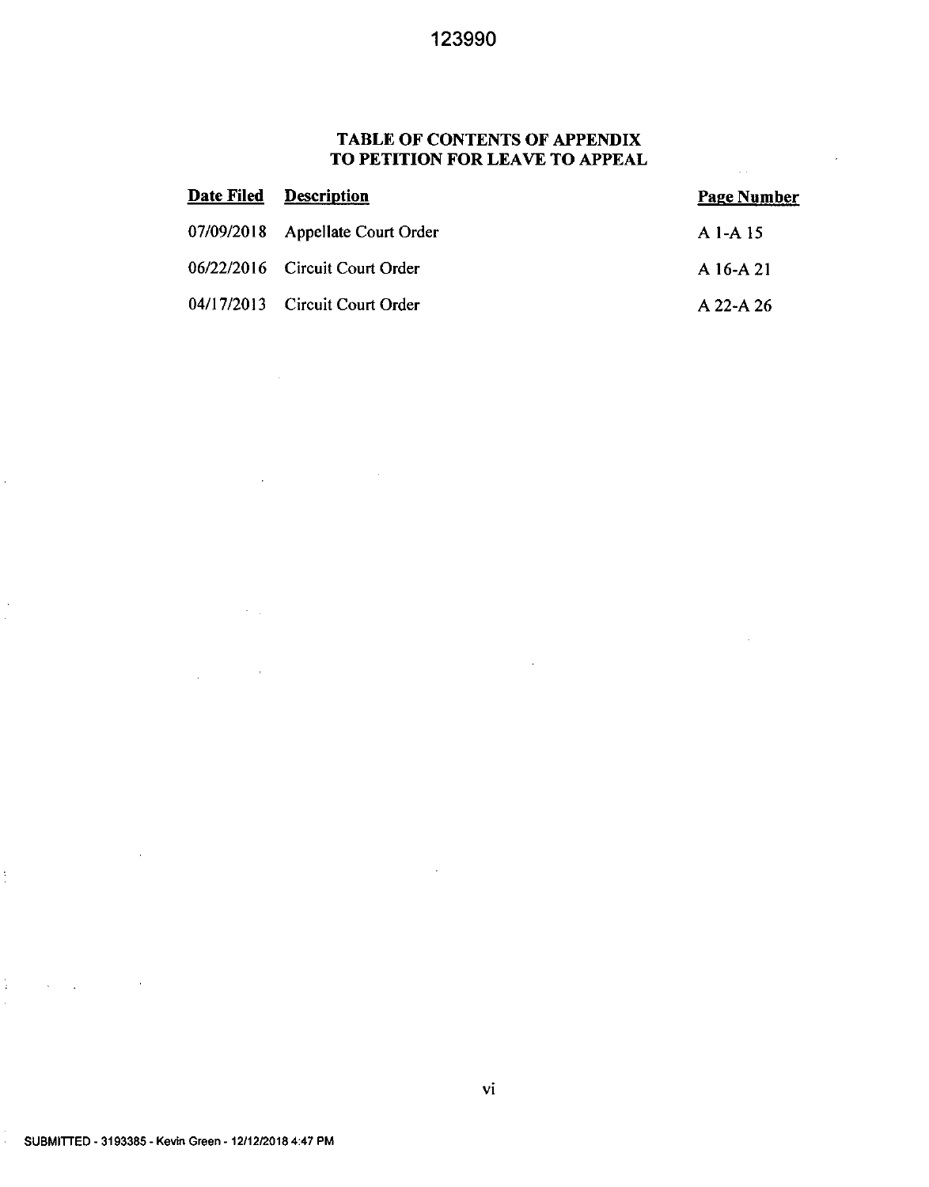## TABLE OF CONTENTS OF APPENDIX TO PETITION FOR LEAVE TO APPEAL

| Date Filed | Description | Page Number |
|---|---|---|
| 07/09/2018 | Appellate Court Order | A 1-A 15 |
| 06/22/2016 | Circuit Court Order | A 16-A 21 |
| 04/17/2013 | Circuit Court Order | A 22-A 26 |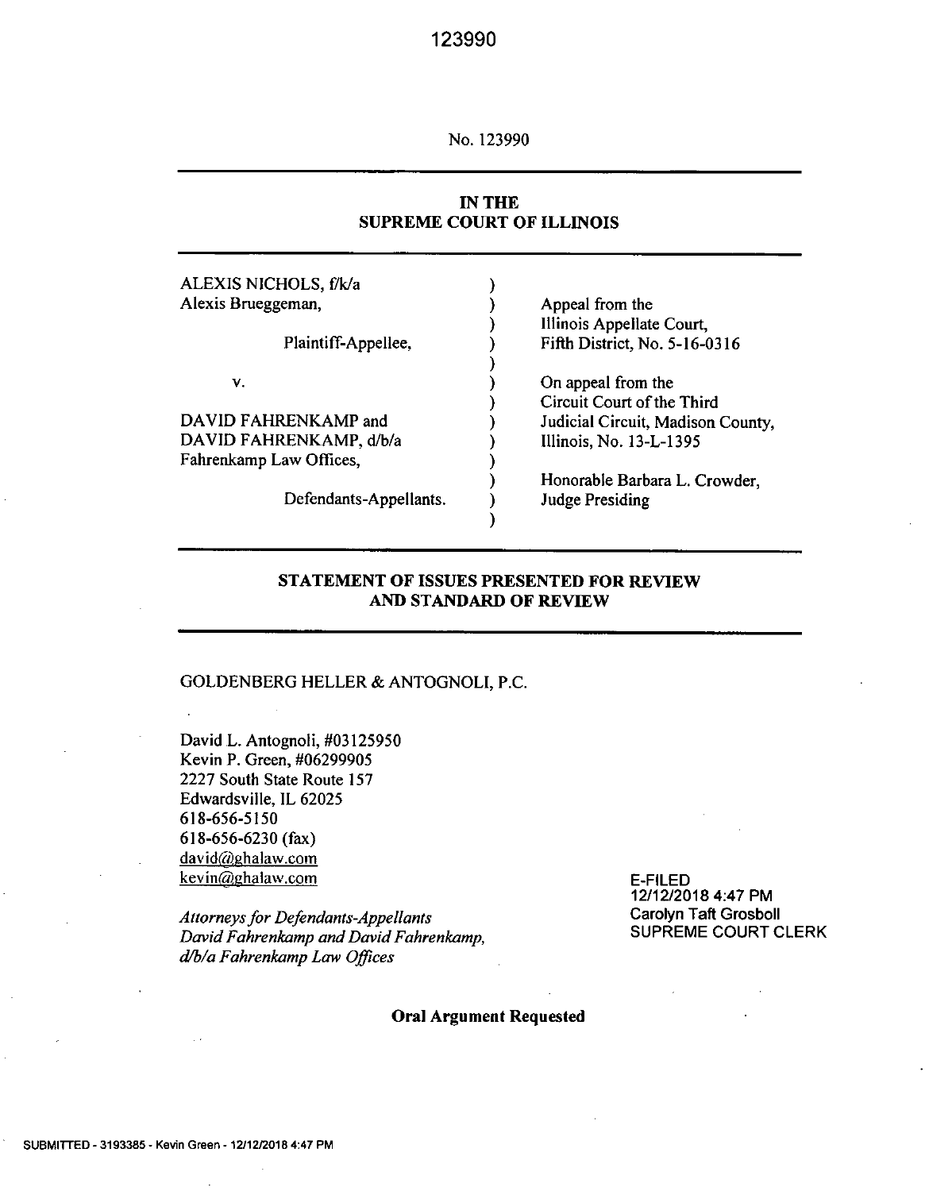No. 123990

**IN THE SUPREME COURT OF ILLINOIS**

| | | |
|---|---|---|
| ALEXIS NICHOLS, f/k/a Alexis Brueggeman, | ) | Appeal from the Illinois Appellate Court, Fifth District, No. 5-16-0316 |
| Plaintiff-Appellee, | ) | |
| v. | ) | On appeal from the Circuit Court of the Third Judicial Circuit, Madison County, Illinois, No. 13-L-1395 |
| DAVID FAHRENKAMP and DAVID FAHRENKAMP, d/b/a Fahrenkamp Law Offices, | ) | |
| Defendants-Appellants. | ) | Honorable Barbara L. Crowder, Judge Presiding |

**STATEMENT OF ISSUES PRESENTED FOR REVIEW AND STANDARD OF REVIEW**

GOLDENBERG HELLER & ANTOGNOLI, P.C.

David L. Antognoli, #03125950
Kevin P. Green, #06299905
2227 South State Route 157
Edwardsville, IL 62025
618-656-5150
618-656-6230 (fax)
david@ghalaw.com
kevin@ghalaw.com

*Attorneys for Defendants-Appellants David Fahrenkamp and David Fahrenkamp, d/b/a Fahrenkamp Law Offices*

E-FILED
12/12/2018 4:47 PM
Carolyn Taft Grosboll
SUPREME COURT CLERK

**Oral Argument Requested**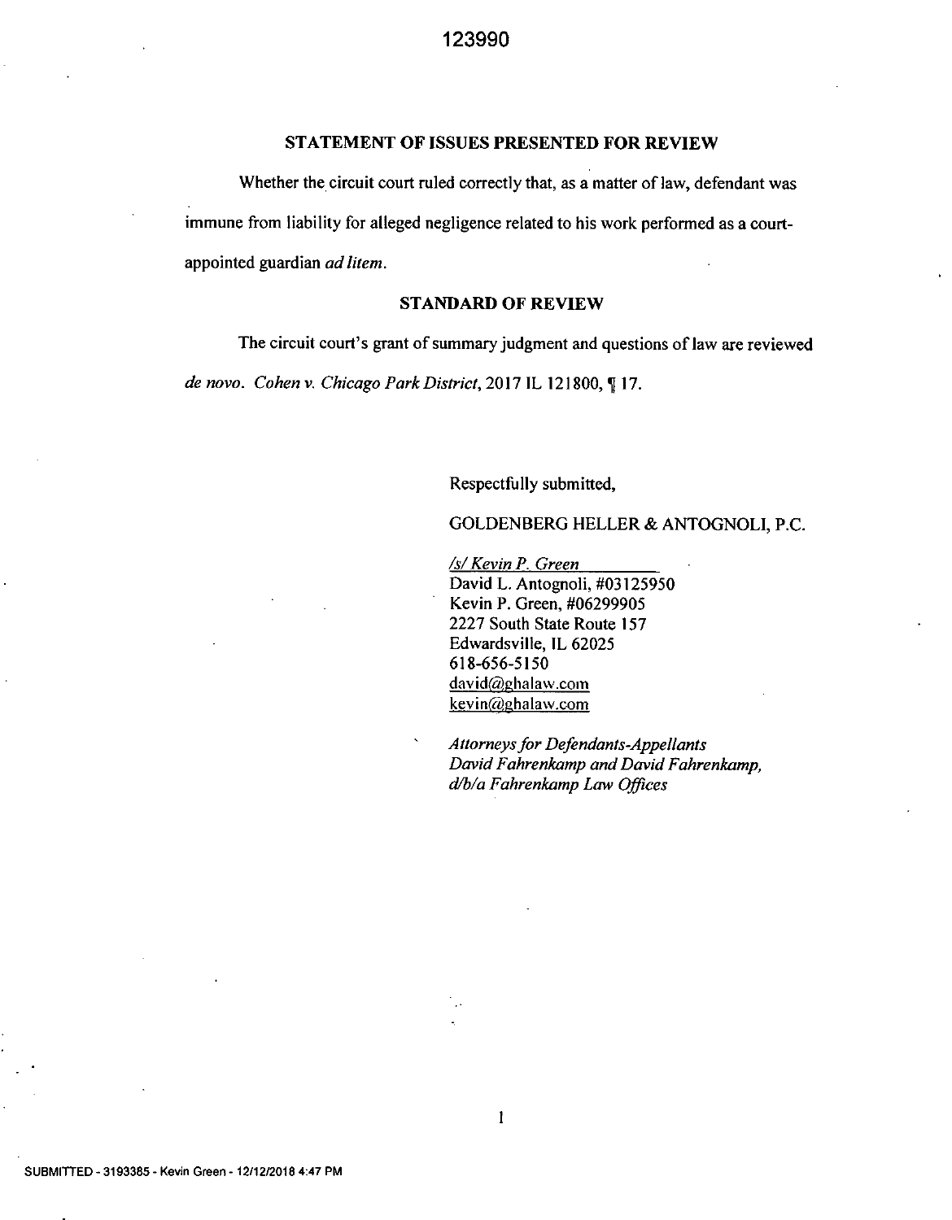## STATEMENT OF ISSUES PRESENTED FOR REVIEW

Whether the circuit court ruled correctly that, as a matter of law, defendant was immune from liability for alleged negligence related to his work performed as a court-appointed guardian *ad litem*.

## STANDARD OF REVIEW

The circuit court's grant of summary judgment and questions of law are reviewed *de novo*. *Cohen v. Chicago Park District*, 2017 IL 121800, ¶ 17.

Respectfully submitted,

GOLDENBERG HELLER & ANTOGNOLI, P.C.

/s/ Kevin P. Green
David L. Antognoli, #03125950
Kevin P. Green, #06299905
2227 South State Route 157
Edwardsville, IL 62025
618-656-5150
david@ghalaw.com
kevin@ghalaw.com

*Attorneys for Defendants-Appellants David Fahrenkamp and David Fahrenkamp, d/b/a Fahrenkamp Law Offices*

SUBMITTED - 3193385 - Kevin Green - 12/12/2018 4:47 PM